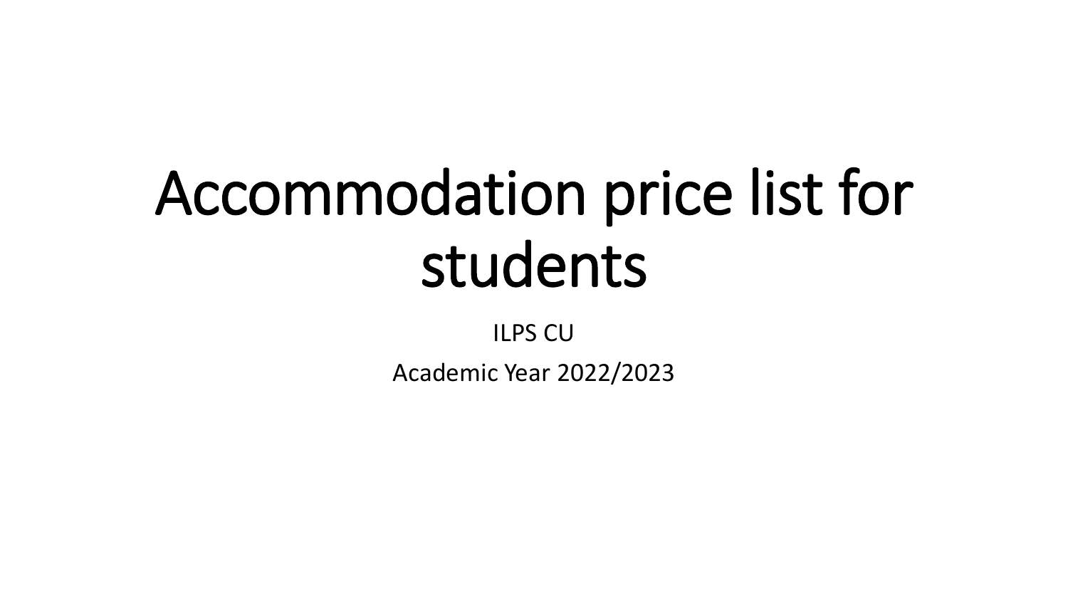# Accommodation price list for students

ILPS CU

Academic Year 2022/2023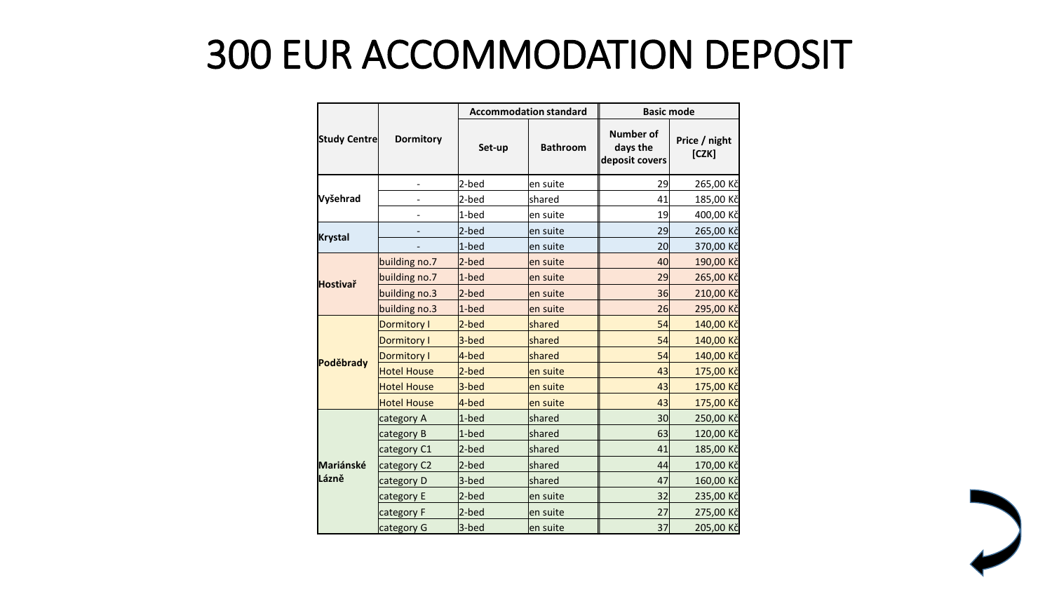# 300 EUR ACCOMMODATION DEPOSIT

| Study Centre | Dormitory | Accommodation standard | | Basic mode | |
|---|---|---|---|---|---|
| | | Set-up | Bathroom | Number of days the deposit covers | Price / night [CZK] |
| Vyšehrad | - | 2-bed | en suite | 29 | 265,00 Kč |
| | - | 2-bed | shared | 41 | 185,00 Kč |
| | - | 1-bed | en suite | 19 | 400,00 Kč |
| Krystal | - | 2-bed | en suite | 29 | 265,00 Kč |
| | - | 1-bed | en suite | 20 | 370,00 Kč |
| Hostivař | building no.7 | 2-bed | en suite | 40 | 190,00 Kč |
| | building no.7 | 1-bed | en suite | 29 | 265,00 Kč |
| | building no.3 | 2-bed | en suite | 36 | 210,00 Kč |
| | building no.3 | 1-bed | en suite | 26 | 295,00 Kč |
| Poděbrady | Dormitory I | 2-bed | shared | 54 | 140,00 Kč |
| | Dormitory I | 3-bed | shared | 54 | 140,00 Kč |
| | Dormitory I | 4-bed | shared | 54 | 140,00 Kč |
| | Hotel House | 2-bed | en suite | 43 | 175,00 Kč |
| | Hotel House | 3-bed | en suite | 43 | 175,00 Kč |
| | Hotel House | 4-bed | en suite | 43 | 175,00 Kč |
| Mariánské Lázně | category A | 1-bed | shared | 30 | 250,00 Kč |
| | category B | 1-bed | shared | 63 | 120,00 Kč |
| | category C1 | 2-bed | shared | 41 | 185,00 Kč |
| | category C2 | 2-bed | shared | 44 | 170,00 Kč |
| | category D | 3-bed | shared | 47 | 160,00 Kč |
| | category E | 2-bed | en suite | 32 | 235,00 Kč |
| | category F | 2-bed | en suite | 27 | 275,00 Kč |
| | category G | 3-bed | en suite | 37 | 205,00 Kč |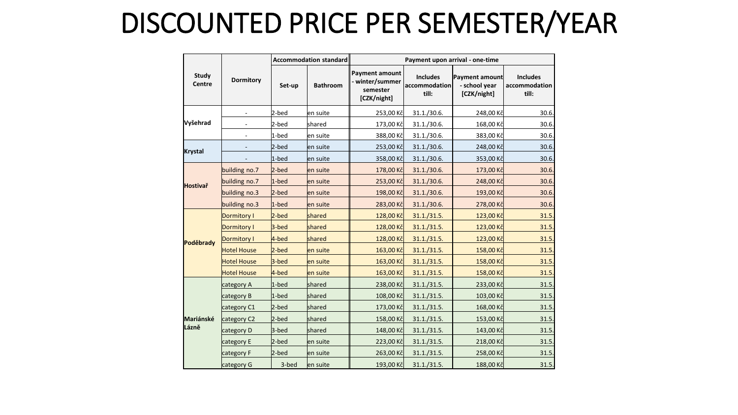# DISCOUNTED PRICE PER SEMESTER/YEAR

| Study Centre | Dormitory | Accommodation standard | | Payment upon arrival - one-time | | | |
|---|---|---|---|---|---|---|---|
| | | Set-up | Bathroom | Payment amount - winter/summer semester [CZK/night] | Includes accommodation till: | Payment amount - school year [CZK/night] | Includes accommodation till: |
| Vyšehrad | - | 2-bed | en suite | 253,00 Kč | 31.1./30.6. | 248,00 Kč | 30.6. |
| | - | 2-bed | shared | 173,00 Kč | 31.1./30.6. | 168,00 Kč | 30.6. |
| | - | 1-bed | en suite | 388,00 Kč | 31.1./30.6. | 383,00 Kč | 30.6. |
| Krystal | - | 2-bed | en suite | 253,00 Kč | 31.1./30.6. | 248,00 Kč | 30.6. |
| | - | 1-bed | en suite | 358,00 Kč | 31.1./30.6. | 353,00 Kč | 30.6. |
| Hostivař | building no.7 | 2-bed | en suite | 178,00 Kč | 31.1./30.6. | 173,00 Kč | 30.6. |
| | building no.7 | 1-bed | en suite | 253,00 Kč | 31.1./30.6. | 248,00 Kč | 30.6. |
| | building no.3 | 2-bed | en suite | 198,00 Kč | 31.1./30.6. | 193,00 Kč | 30.6. |
| | building no.3 | 1-bed | en suite | 283,00 Kč | 31.1./30.6. | 278,00 Kč | 30.6. |
| Poděbrady | Dormitory I | 2-bed | shared | 128,00 Kč | 31.1./31.5. | 123,00 Kč | 31.5. |
| | Dormitory I | 3-bed | shared | 128,00 Kč | 31.1./31.5. | 123,00 Kč | 31.5. |
| | Dormitory I | 4-bed | shared | 128,00 Kč | 31.1./31.5. | 123,00 Kč | 31.5. |
| | Hotel House | 2-bed | en suite | 163,00 Kč | 31.1./31.5. | 158,00 Kč | 31.5. |
| | Hotel House | 3-bed | en suite | 163,00 Kč | 31.1./31.5. | 158,00 Kč | 31.5. |
| | Hotel House | 4-bed | en suite | 163,00 Kč | 31.1./31.5. | 158,00 Kč | 31.5. |
| Mariánské Lázně | category A | 1-bed | shared | 238,00 Kč | 31.1./31.5. | 233,00 Kč | 31.5. |
| | category B | 1-bed | shared | 108,00 Kč | 31.1./31.5. | 103,00 Kč | 31.5. |
| | category C1 | 2-bed | shared | 173,00 Kč | 31.1./31.5. | 168,00 Kč | 31.5. |
| | category C2 | 2-bed | shared | 158,00 Kč | 31.1./31.5. | 153,00 Kč | 31.5. |
| | category D | 3-bed | shared | 148,00 Kč | 31.1./31.5. | 143,00 Kč | 31.5. |
| | category E | 2-bed | en suite | 223,00 Kč | 31.1./31.5. | 218,00 Kč | 31.5. |
| | category F | 2-bed | en suite | 263,00 Kč | 31.1./31.5. | 258,00 Kč | 31.5. |
| | category G | 3-bed | en suite | 193,00 Kč | 31.1./31.5. | 188,00 Kč | 31.5. |